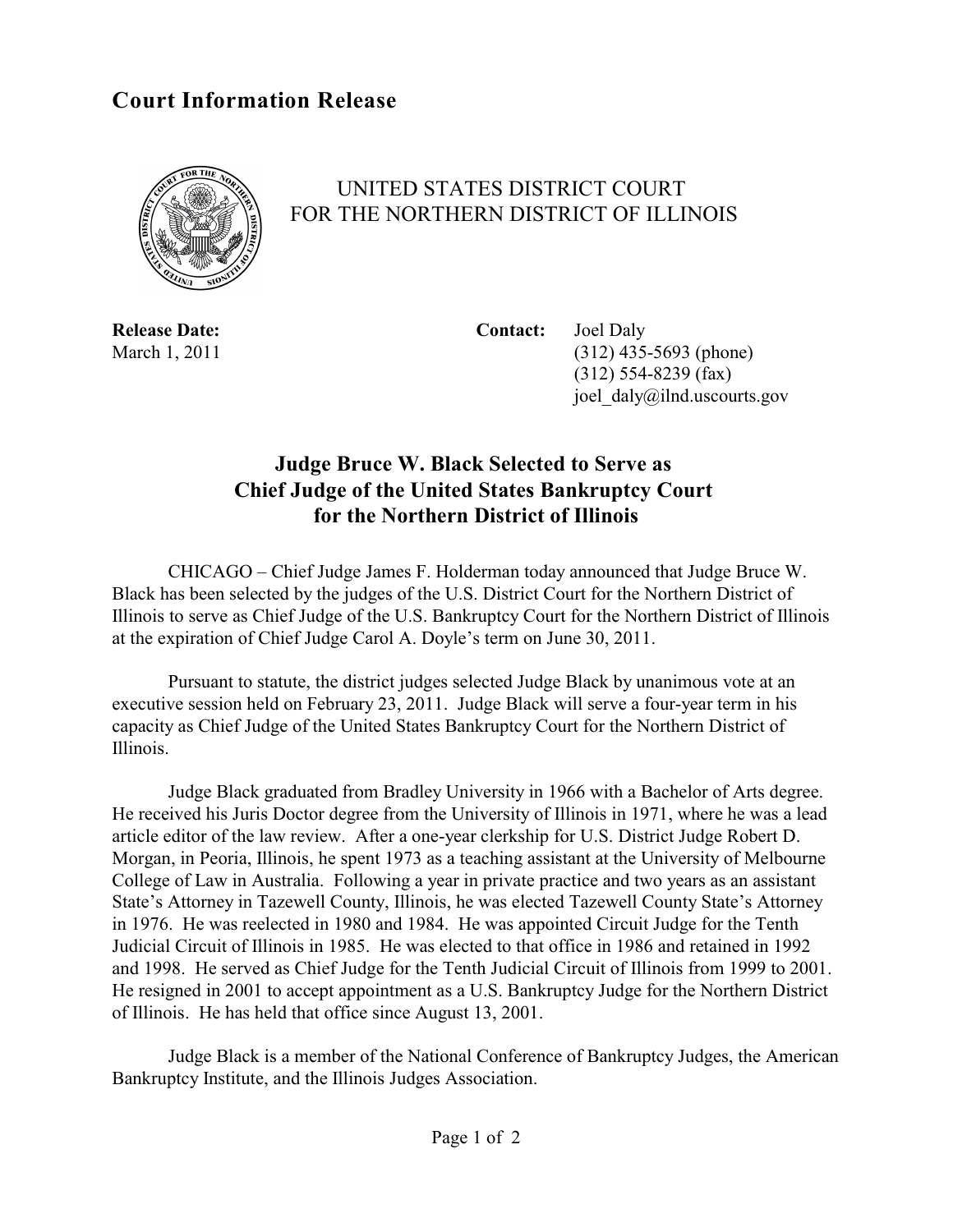# Court Information Release

UNITED STATES DISTRICT COURT
FOR THE NORTHERN DISTRICT OF ILLINOIS

**Release Date:**
March 1, 2011

**Contact:** Joel Daly
(312) 435-5693 (phone)
(312) 554-8239 (fax)
joel_daly@ilnd.uscourts.gov

## Judge Bruce W. Black Selected to Serve as Chief Judge of the United States Bankruptcy Court for the Northern District of Illinois

CHICAGO – Chief Judge James F. Holderman today announced that Judge Bruce W. Black has been selected by the judges of the U.S. District Court for the Northern District of Illinois to serve as Chief Judge of the U.S. Bankruptcy Court for the Northern District of Illinois at the expiration of Chief Judge Carol A. Doyle's term on June 30, 2011.

Pursuant to statute, the district judges selected Judge Black by unanimous vote at an executive session held on February 23, 2011. Judge Black will serve a four-year term in his capacity as Chief Judge of the United States Bankruptcy Court for the Northern District of Illinois.

Judge Black graduated from Bradley University in 1966 with a Bachelor of Arts degree. He received his Juris Doctor degree from the University of Illinois in 1971, where he was a lead article editor of the law review. After a one-year clerkship for U.S. District Judge Robert D. Morgan, in Peoria, Illinois, he spent 1973 as a teaching assistant at the University of Melbourne College of Law in Australia. Following a year in private practice and two years as an assistant State's Attorney in Tazewell County, Illinois, he was elected Tazewell County State's Attorney in 1976. He was reelected in 1980 and 1984. He was appointed Circuit Judge for the Tenth Judicial Circuit of Illinois in 1985. He was elected to that office in 1986 and retained in 1992 and 1998. He served as Chief Judge for the Tenth Judicial Circuit of Illinois from 1999 to 2001. He resigned in 2001 to accept appointment as a U.S. Bankruptcy Judge for the Northern District of Illinois. He has held that office since August 13, 2001.

Judge Black is a member of the National Conference of Bankruptcy Judges, the American Bankruptcy Institute, and the Illinois Judges Association.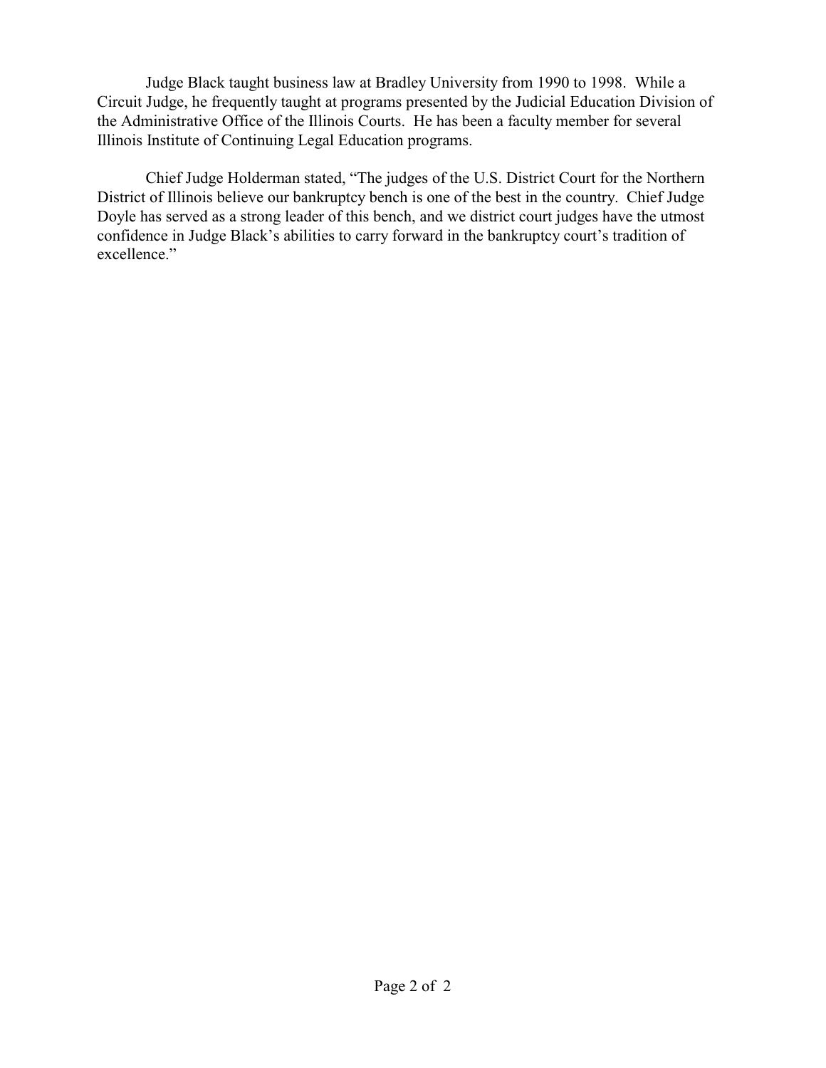Judge Black taught business law at Bradley University from 1990 to 1998. While a Circuit Judge, he frequently taught at programs presented by the Judicial Education Division of the Administrative Office of the Illinois Courts. He has been a faculty member for several Illinois Institute of Continuing Legal Education programs.

Chief Judge Holderman stated, "The judges of the U.S. District Court for the Northern District of Illinois believe our bankruptcy bench is one of the best in the country. Chief Judge Doyle has served as a strong leader of this bench, and we district court judges have the utmost confidence in Judge Black's abilities to carry forward in the bankruptcy court's tradition of excellence."